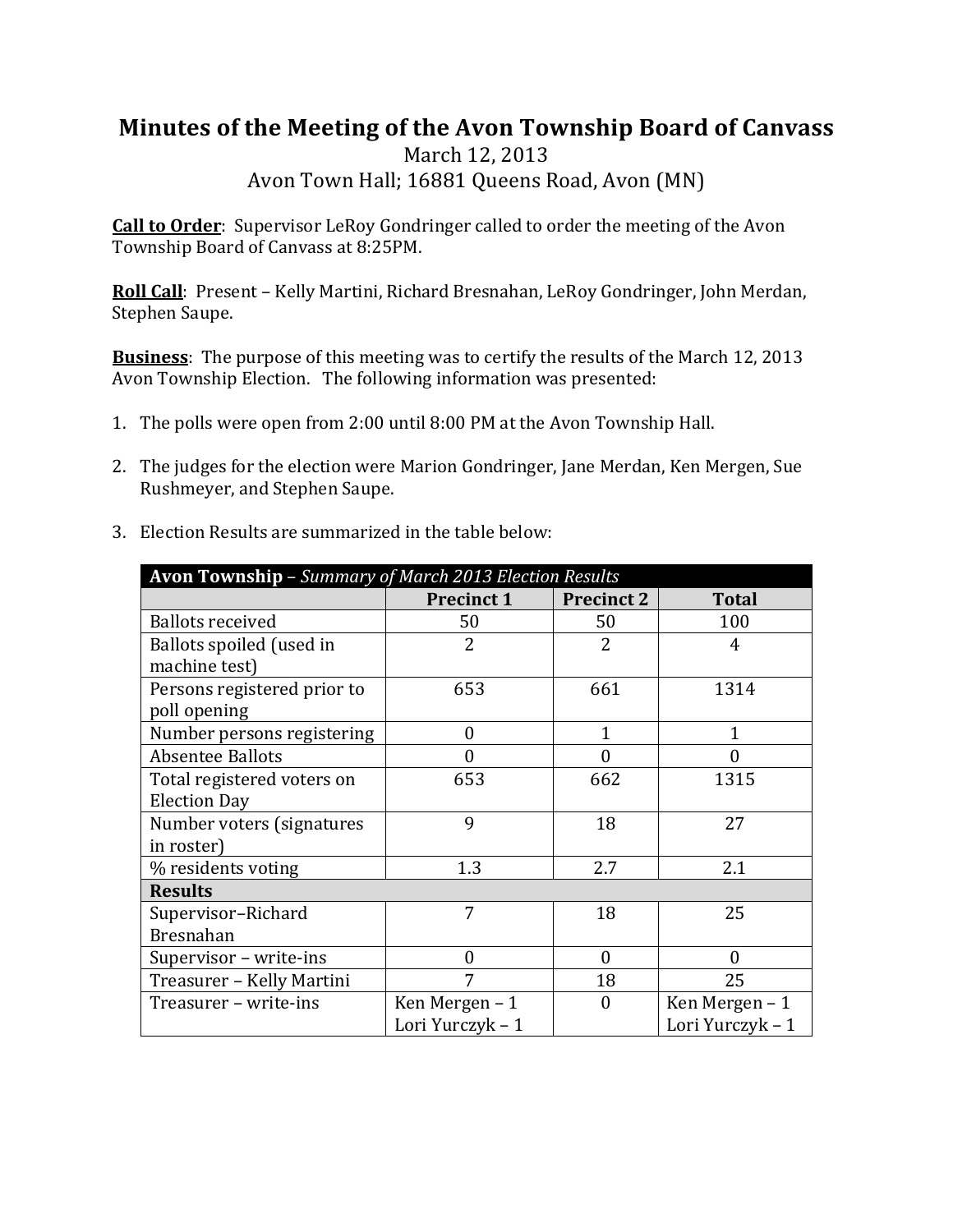# Minutes of the Meeting of the Avon Township Board of Canvass

March 12, 2013

Avon Town Hall; 16881 Queens Road, Avon (MN)

**Call to Order**: Supervisor LeRoy Gondringer called to order the meeting of the Avon Township Board of Canvass at 8:25PM.

**Roll Call**: Present – Kelly Martini, Richard Bresnahan, LeRoy Gondringer, John Merdan, Stephen Saupe.

**Business**: The purpose of this meeting was to certify the results of the March 12, 2013 Avon Township Election. The following information was presented:

1. The polls were open from 2:00 until 8:00 PM at the Avon Township Hall.

2. The judges for the election were Marion Gondringer, Jane Merdan, Ken Mergen, Sue Rushmeyer, and Stephen Saupe.

3. Election Results are summarized in the table below:

| **Avon Township** – *Summary of March 2013 Election Results* | | | |
|---|---|---|---|
| | **Precinct 1** | **Precinct 2** | **Total** |
| Ballots received | 50 | 50 | 100 |
| Ballots spoiled (used in machine test) | 2 | 2 | 4 |
| Persons registered prior to poll opening | 653 | 661 | 1314 |
| Number persons registering | 0 | 1 | 1 |
| Absentee Ballots | 0 | 0 | 0 |
| Total registered voters on Election Day | 653 | 662 | 1315 |
| Number voters (signatures in roster) | 9 | 18 | 27 |
| % residents voting | 1.3 | 2.7 | 2.1 |
| **Results** | | | |
| Supervisor–Richard Bresnahan | 7 | 18 | 25 |
| Supervisor – write-ins | 0 | 0 | 0 |
| Treasurer – Kelly Martini | 7 | 18 | 25 |
| Treasurer – write-ins | Ken Mergen – 1<br>Lori Yurczyk – 1 | 0 | Ken Mergen – 1<br>Lori Yurczyk – 1 |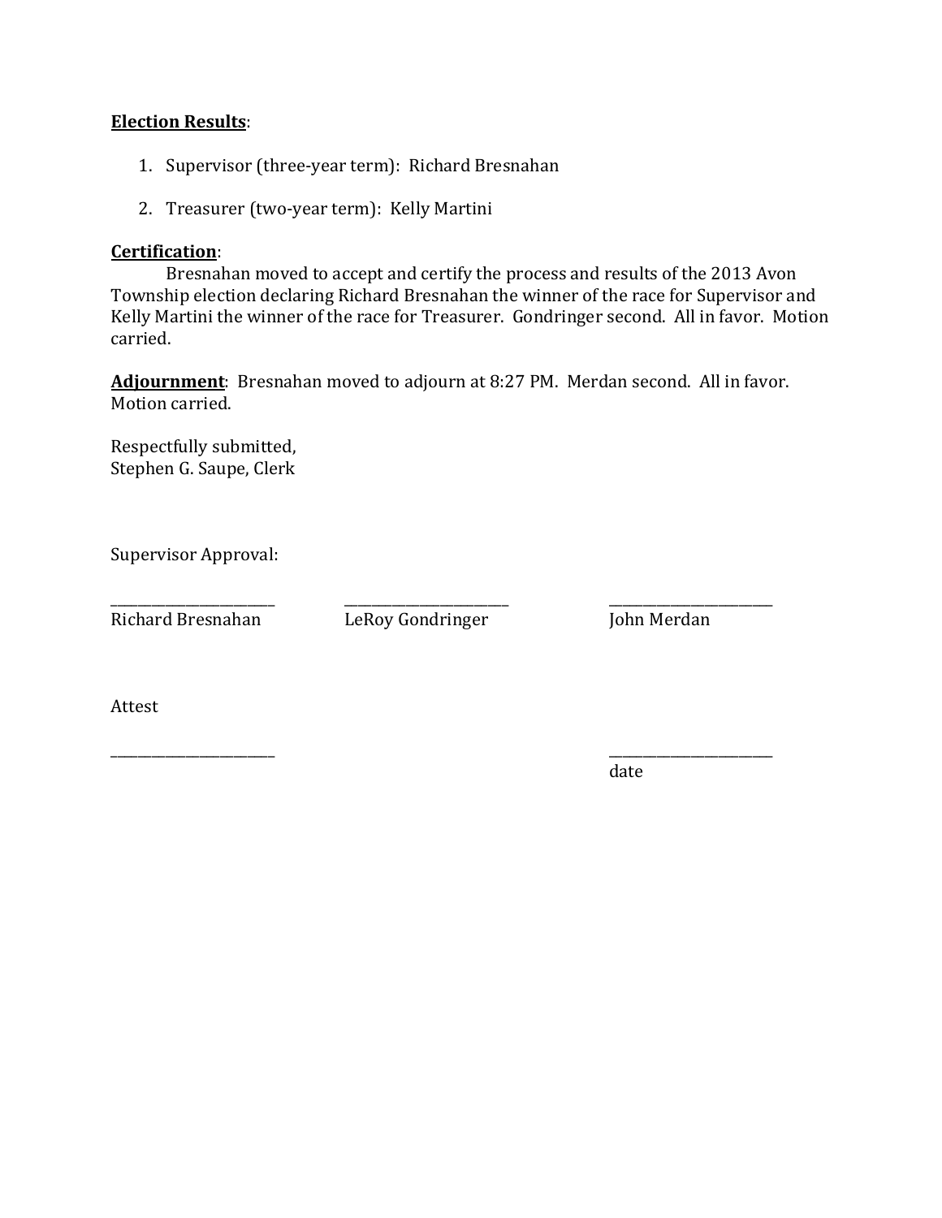**Election Results**:

1. Supervisor (three-year term): Richard Bresnahan

2. Treasurer (two-year term): Kelly Martini

**Certification**:
Bresnahan moved to accept and certify the process and results of the 2013 Avon Township election declaring Richard Bresnahan the winner of the race for Supervisor and Kelly Martini the winner of the race for Treasurer. Gondringer second. All in favor. Motion carried.

**Adjournment**: Bresnahan moved to adjourn at 8:27 PM. Merdan second. All in favor. Motion carried.

Respectfully submitted,
Stephen G. Saupe, Clerk

Supervisor Approval:

| | | |
|---|---|---|
| ______________________ | ______________________ | ______________________ |
| Richard Bresnahan | LeRoy Gondringer | John Merdan |

Attest

| | |
|---|---|
| ______________________ | ______________________ |
| | date |